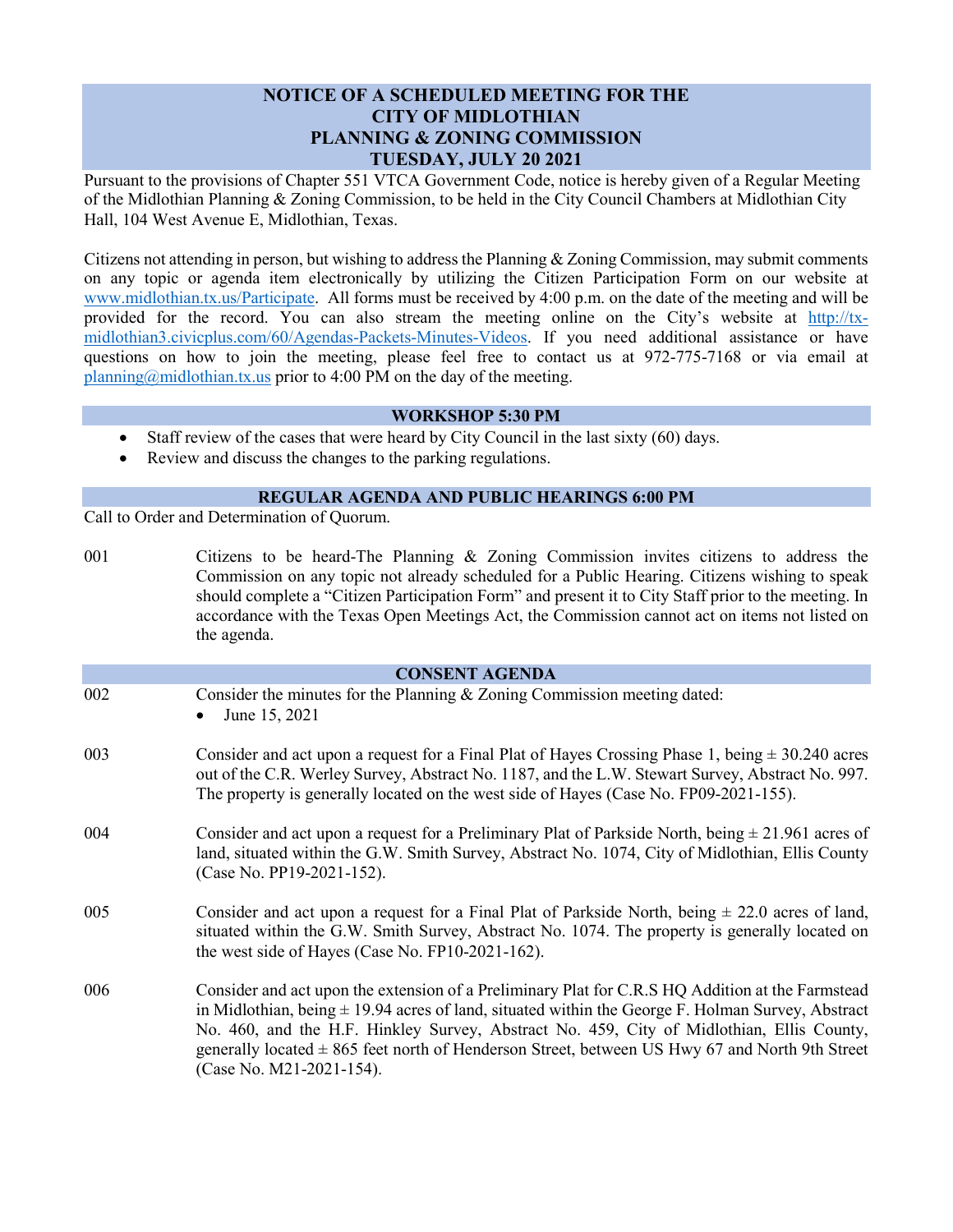# NOTICE OF A SCHEDULED MEETING FOR THE CITY OF MIDLOTHIAN PLANNING & ZONING COMMISSION TUESDAY, JULY 20 2021

Pursuant to the provisions of Chapter 551 VTCA Government Code, notice is hereby given of a Regular Meeting of the Midlothian Planning & Zoning Commission, to be held in the City Council Chambers at Midlothian City Hall, 104 West Avenue E, Midlothian, Texas.

Citizens not attending in person, but wishing to address the Planning & Zoning Commission, may submit comments on any topic or agenda item electronically by utilizing the Citizen Participation Form on our website at www.midlothian.tx.us/Participate. All forms must be received by 4:00 p.m. on the date of the meeting and will be provided for the record. You can also stream the meeting online on the City's website at http://tx-midlothian3.civicplus.com/60/Agendas-Packets-Minutes-Videos. If you need additional assistance or have questions on how to join the meeting, please feel free to contact us at 972-775-7168 or via email at planning@midlothian.tx.us prior to 4:00 PM on the day of the meeting.

## WORKSHOP 5:30 PM

- Staff review of the cases that were heard by City Council in the last sixty (60) days.
- Review and discuss the changes to the parking regulations.

## REGULAR AGENDA AND PUBLIC HEARINGS 6:00 PM

Call to Order and Determination of Quorum.

001 Citizens to be heard-The Planning & Zoning Commission invites citizens to address the Commission on any topic not already scheduled for a Public Hearing. Citizens wishing to speak should complete a "Citizen Participation Form" and present it to City Staff prior to the meeting. In accordance with the Texas Open Meetings Act, the Commission cannot act on items not listed on the agenda.

## CONSENT AGENDA

002 Consider the minutes for the Planning & Zoning Commission meeting dated:

- June 15, 2021

003 Consider and act upon a request for a Final Plat of Hayes Crossing Phase 1, being ± 30.240 acres out of the C.R. Werley Survey, Abstract No. 1187, and the L.W. Stewart Survey, Abstract No. 997. The property is generally located on the west side of Hayes (Case No. FP09-2021-155).

004 Consider and act upon a request for a Preliminary Plat of Parkside North, being ± 21.961 acres of land, situated within the G.W. Smith Survey, Abstract No. 1074, City of Midlothian, Ellis County (Case No. PP19-2021-152).

005 Consider and act upon a request for a Final Plat of Parkside North, being ± 22.0 acres of land, situated within the G.W. Smith Survey, Abstract No. 1074. The property is generally located on the west side of Hayes (Case No. FP10-2021-162).

006 Consider and act upon the extension of a Preliminary Plat for C.R.S HQ Addition at the Farmstead in Midlothian, being ± 19.94 acres of land, situated within the George F. Holman Survey, Abstract No. 460, and the H.F. Hinkley Survey, Abstract No. 459, City of Midlothian, Ellis County, generally located ± 865 feet north of Henderson Street, between US Hwy 67 and North 9th Street (Case No. M21-2021-154).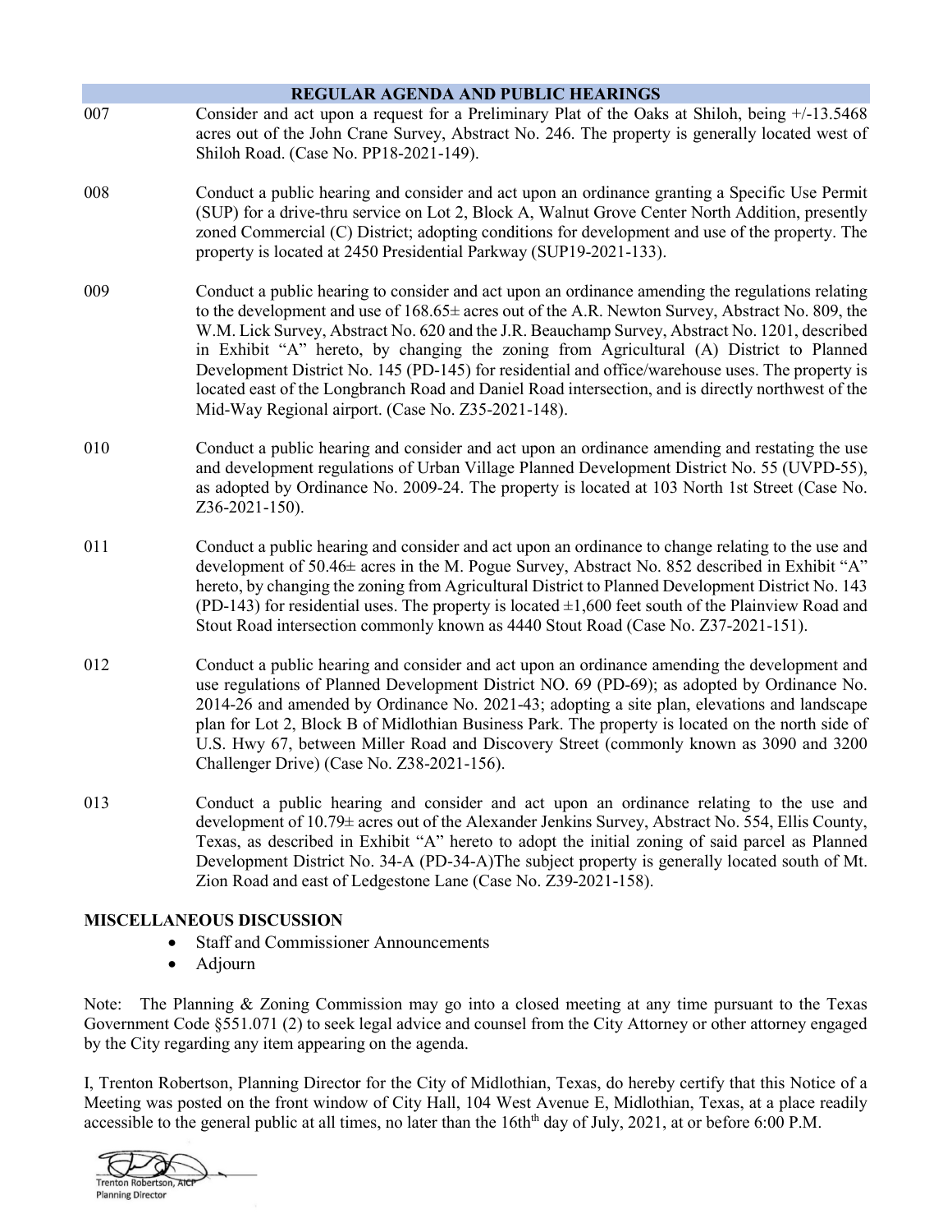## REGULAR AGENDA AND PUBLIC HEARINGS

007 Consider and act upon a request for a Preliminary Plat of the Oaks at Shiloh, being +/-13.5468 acres out of the John Crane Survey, Abstract No. 246. The property is generally located west of Shiloh Road. (Case No. PP18-2021-149).

008 Conduct a public hearing and consider and act upon an ordinance granting a Specific Use Permit (SUP) for a drive-thru service on Lot 2, Block A, Walnut Grove Center North Addition, presently zoned Commercial (C) District; adopting conditions for development and use of the property. The property is located at 2450 Presidential Parkway (SUP19-2021-133).

009 Conduct a public hearing to consider and act upon an ordinance amending the regulations relating to the development and use of 168.65± acres out of the A.R. Newton Survey, Abstract No. 809, the W.M. Lick Survey, Abstract No. 620 and the J.R. Beauchamp Survey, Abstract No. 1201, described in Exhibit "A" hereto, by changing the zoning from Agricultural (A) District to Planned Development District No. 145 (PD-145) for residential and office/warehouse uses. The property is located east of the Longbranch Road and Daniel Road intersection, and is directly northwest of the Mid-Way Regional airport. (Case No. Z35-2021-148).

010 Conduct a public hearing and consider and act upon an ordinance amending and restating the use and development regulations of Urban Village Planned Development District No. 55 (UVPD-55), as adopted by Ordinance No. 2009-24. The property is located at 103 North 1st Street (Case No. Z36-2021-150).

011 Conduct a public hearing and consider and act upon an ordinance to change relating to the use and development of 50.46± acres in the M. Pogue Survey, Abstract No. 852 described in Exhibit "A" hereto, by changing the zoning from Agricultural District to Planned Development District No. 143 (PD-143) for residential uses. The property is located ±1,600 feet south of the Plainview Road and Stout Road intersection commonly known as 4440 Stout Road (Case No. Z37-2021-151).

012 Conduct a public hearing and consider and act upon an ordinance amending the development and use regulations of Planned Development District NO. 69 (PD-69); as adopted by Ordinance No. 2014-26 and amended by Ordinance No. 2021-43; adopting a site plan, elevations and landscape plan for Lot 2, Block B of Midlothian Business Park. The property is located on the north side of U.S. Hwy 67, between Miller Road and Discovery Street (commonly known as 3090 and 3200 Challenger Drive) (Case No. Z38-2021-156).

013 Conduct a public hearing and consider and act upon an ordinance relating to the use and development of 10.79± acres out of the Alexander Jenkins Survey, Abstract No. 554, Ellis County, Texas, as described in Exhibit "A" hereto to adopt the initial zoning of said parcel as Planned Development District No. 34-A (PD-34-A)The subject property is generally located south of Mt. Zion Road and east of Ledgestone Lane (Case No. Z39-2021-158).

## MISCELLANEOUS DISCUSSION

- Staff and Commissioner Announcements
- Adjourn

Note: The Planning & Zoning Commission may go into a closed meeting at any time pursuant to the Texas Government Code §551.071 (2) to seek legal advice and counsel from the City Attorney or other attorney engaged by the City regarding any item appearing on the agenda.

I, Trenton Robertson, Planning Director for the City of Midlothian, Texas, do hereby certify that this Notice of a Meeting was posted on the front window of City Hall, 104 West Avenue E, Midlothian, Texas, at a place readily accessible to the general public at all times, no later than the 16th[th] day of July, 2021, at or before 6:00 P.M.

Trenton Robertson, AICP
Planning Director